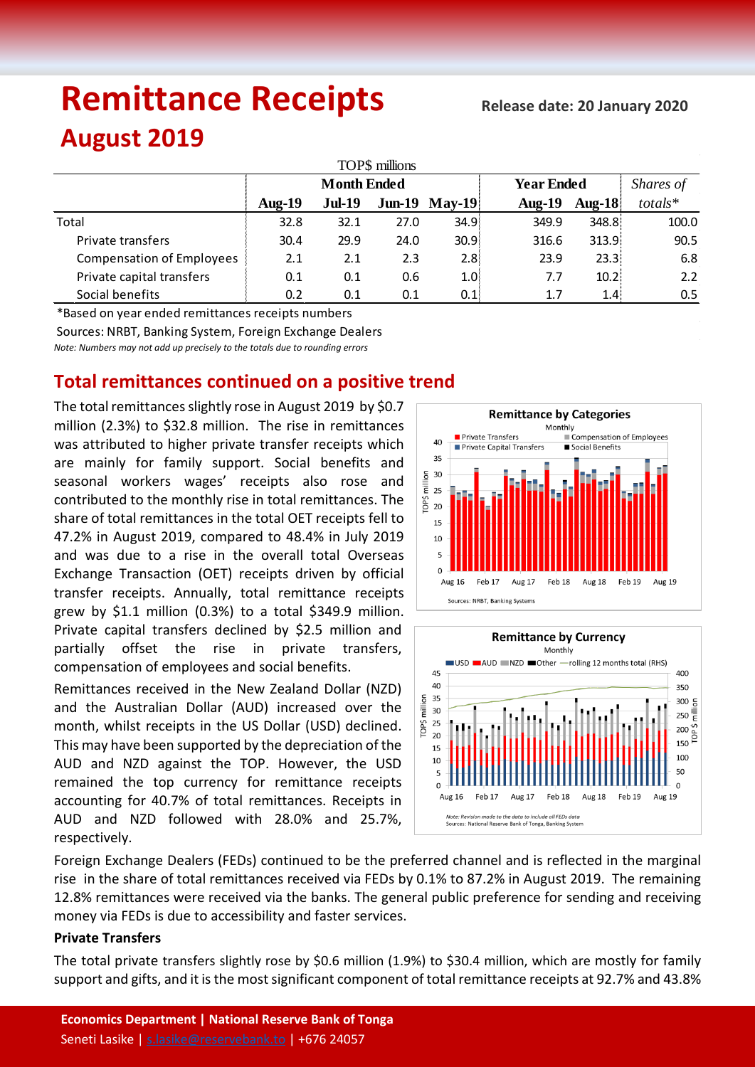# Remittance Receipts

**Release date: 20 January 2020**

## August 2019

| TOP$ millions | | | | | | | |
|---|---|---|---|---|---|---|---|
| | **Month Ended** | | | | **Year Ended** | | *Shares of* |
| | **Aug-19** | **Jul-19** | **Jun-19** | **May-19** | **Aug-19** | **Aug-18** | *totals\** |
| Total | 32.8 | 32.1 | 27.0 | 34.9 | 349.9 | 348.8 | 100.0 |
| Private transfers | 30.4 | 29.9 | 24.0 | 30.9 | 316.6 | 313.9 | 90.5 |
| Compensation of Employees | 2.1 | 2.1 | 2.3 | 2.8 | 23.9 | 23.3 | 6.8 |
| Private capital transfers | 0.1 | 0.1 | 0.6 | 1.0 | 7.7 | 10.2 | 2.2 |
| Social benefits | 0.2 | 0.1 | 0.1 | 0.1 | 1.7 | 1.4 | 0.5 |

*Based on year ended remittances receipts numbers

Sources: NRBT, Banking System, Foreign Exchange Dealers

*Note: Numbers may not add up precisely to the totals due to rounding errors*

## Total remittances continued on a positive trend

The total remittances slightly rose in August 2019 by $0.7 million (2.3%) to $32.8 million. The rise in remittances was attributed to higher private transfer receipts which are mainly for family support. Social benefits and seasonal workers wages' receipts also rose and contributed to the monthly rise in total remittances. The share of total remittances in the total OET receipts fell to 47.2% in August 2019, compared to 48.4% in July 2019 and was due to a rise in the overall total Overseas Exchange Transaction (OET) receipts driven by official transfer receipts. Annually, total remittance receipts grew by $1.1 million (0.3%) to a total $349.9 million. Private capital transfers declined by $2.5 million and partially offset the rise in private transfers, compensation of employees and social benefits.

Remittances received in the New Zealand Dollar (NZD) and the Australian Dollar (AUD) increased over the month, whilst receipts in the US Dollar (USD) declined. This may have been supported by the depreciation of the AUD and NZD against the TOP. However, the USD remained the top currency for remittance receipts accounting for 40.7% of total remittances. Receipts in AUD and NZD followed with 28.0% and 25.7%, respectively.

Foreign Exchange Dealers (FEDs) continued to be the preferred channel and is reflected in the marginal rise in the share of total remittances received via FEDs by 0.1% to 87.2% in August 2019. The remaining 12.8% remittances were received via the banks. The general public preference for sending and receiving money via FEDs is due to accessibility and faster services.

**Private Transfers**

The total private transfers slightly rose by $0.6 million (1.9%) to $30.4 million, which are mostly for family support and gifts, and it is the most significant component of total remittance receipts at 92.7% and 43.8%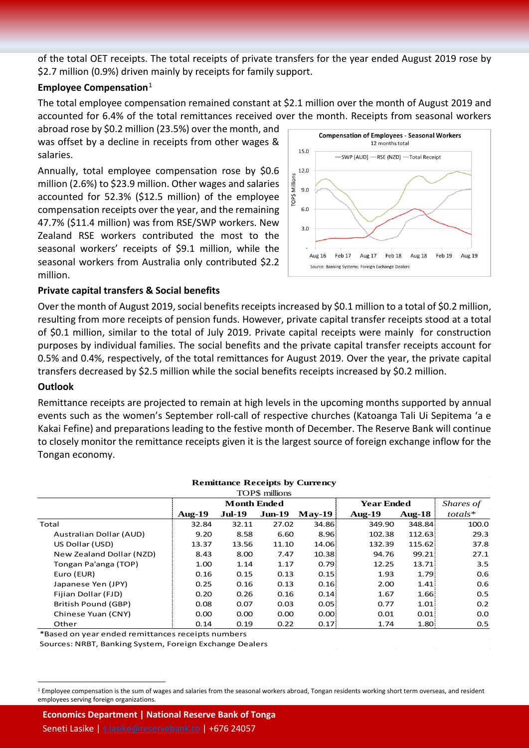of the total OET receipts. The total receipts of private transfers for the year ended August 2019 rose by $2.7 million (0.9%) driven mainly by receipts for family support.

**Employee Compensation**[1]

The total employee compensation remained constant at $2.1 million over the month of August 2019 and accounted for 6.4% of the total remittances received over the month. Receipts from seasonal workers abroad rose by $0.2 million (23.5%) over the month, and was offset by a decline in receipts from other wages & salaries.

Annually, total employee compensation rose by $0.6 million (2.6%) to $23.9 million. Other wages and salaries accounted for 52.3% ($12.5 million) of the employee compensation receipts over the year, and the remaining 47.7% ($11.4 million) was from RSE/SWP workers. New Zealand RSE workers contributed the most to the seasonal workers' receipts of $9.1 million, while the seasonal workers from Australia only contributed $2.2 million.

Compensation of Employees - Seasonal Workers
12 months total
SWP (AUD) — RSE (NZD) — Total Receipt
TOP$ Millions
15.0
12.0
9.0
6.0
3.0
-
Aug 16 Feb 17 Aug 17 Feb 18 Aug 18 Feb 19 Aug 19
Source: Banking Systems; Foreign Exchange Dealers

**Private capital transfers & Social benefits**

Over the month of August 2019, social benefits receipts increased by $0.1 million to a total of $0.2 million, resulting from more receipts of pension funds. However, private capital transfer receipts stood at a total of $0.1 million, similar to the total of July 2019. Private capital receipts were mainly for construction purposes by individual families. The social benefits and the private capital transfer receipts account for 0.5% and 0.4%, respectively, of the total remittances for August 2019. Over the year, the private capital transfers decreased by $2.5 million while the social benefits receipts increased by $0.2 million.

**Outlook**

Remittance receipts are projected to remain at high levels in the upcoming months supported by annual events such as the women's September roll-call of respective churches (Katoanga Tali Ui Sepitema 'a e Kakai Fefine) and preparations leading to the festive month of December. The Reserve Bank will continue to closely monitor the remittance receipts given it is the largest source of foreign exchange inflow for the Tongan economy.

**Remittance Receipts by Currency**
TOP$ millions

| | Month Ended | | | | Year Ended | | *Shares of* |
|---|---|---|---|---|---|---|---|
| | Aug-19 | Jul-19 | Jun-19 | May-19 | Aug-19 | Aug-18 | *totals** |
| Total | 32.84 | 32.11 | 27.02 | 34.86 | 349.90 | 348.84 | 100.0 |
| Australian Dollar (AUD) | 9.20 | 8.58 | 6.60 | 8.96 | 102.38 | 112.63 | 29.3 |
| US Dollar (USD) | 13.37 | 13.56 | 11.10 | 14.06 | 132.39 | 115.62 | 37.8 |
| New Zealand Dollar (NZD) | 8.43 | 8.00 | 7.47 | 10.38 | 94.76 | 99.21 | 27.1 |
| Tongan Pa'anga (TOP) | 1.00 | 1.14 | 1.17 | 0.79 | 12.25 | 13.71 | 3.5 |
| Euro (EUR) | 0.16 | 0.15 | 0.13 | 0.15 | 1.93 | 1.79 | 0.6 |
| Japanese Yen (JPY) | 0.25 | 0.16 | 0.13 | 0.16 | 2.00 | 1.41 | 0.6 |
| Fijian Dollar (FJD) | 0.20 | 0.26 | 0.16 | 0.14 | 1.67 | 1.66 | 0.5 |
| British Pound (GBP) | 0.08 | 0.07 | 0.03 | 0.05 | 0.77 | 1.01 | 0.2 |
| Chinese Yuan (CNY) | 0.00 | 0.00 | 0.00 | 0.00 | 0.01 | 0.01 | 0.0 |
| Other | 0.14 | 0.19 | 0.22 | 0.17 | 1.74 | 1.80 | 0.5 |

*Based on year ended remittances receipts numbers
Sources: NRBT, Banking System, Foreign Exchange Dealers

[1] Employee compensation is the sum of wages and salaries from the seasonal workers abroad, Tongan residents working short term overseas, and resident employees serving foreign organizations.

**Economics Department | National Reserve Bank of Tonga**
Seneti Lasike | s.lasike@reservebank.to | +676 24057